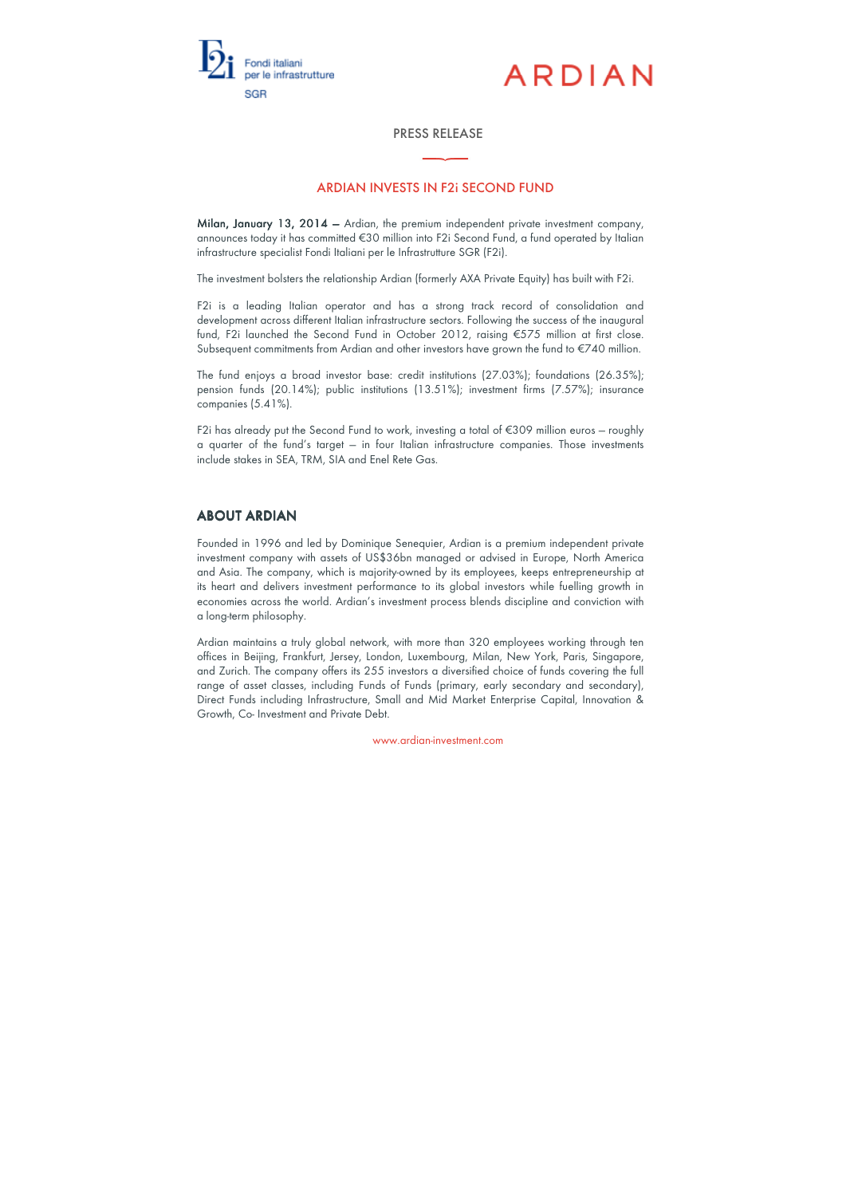Fondi italiani per le infrastrutture SGR

ARDIAN

PRESS RELEASE

# ARDIAN INVESTS IN F2i SECOND FUND

**Milan, January 13, 2014 –** Ardian, the premium independent private investment company, announces today it has committed €30 million into F2i Second Fund, a fund operated by Italian infrastructure specialist Fondi Italiani per le Infrastrutture SGR (F2i).

The investment bolsters the relationship Ardian (formerly AXA Private Equity) has built with F2i.

F2i is a leading Italian operator and has a strong track record of consolidation and development across different Italian infrastructure sectors. Following the success of the inaugural fund, F2i launched the Second Fund in October 2012, raising €575 million at first close. Subsequent commitments from Ardian and other investors have grown the fund to €740 million.

The fund enjoys a broad investor base: credit institutions (27.03%); foundations (26.35%); pension funds (20.14%); public institutions (13.51%); investment firms (7.57%); insurance companies (5.41%).

F2i has already put the Second Fund to work, investing a total of €309 million euros – roughly a quarter of the fund's target – in four Italian infrastructure companies. Those investments include stakes in SEA, TRM, SIA and Enel Rete Gas.

## ABOUT ARDIAN

Founded in 1996 and led by Dominique Senequier, Ardian is a premium independent private investment company with assets of US$36bn managed or advised in Europe, North America and Asia. The company, which is majority-owned by its employees, keeps entrepreneurship at its heart and delivers investment performance to its global investors while fuelling growth in economies across the world. Ardian's investment process blends discipline and conviction with a long-term philosophy.

Ardian maintains a truly global network, with more than 320 employees working through ten offices in Beijing, Frankfurt, Jersey, London, Luxembourg, Milan, New York, Paris, Singapore, and Zurich. The company offers its 255 investors a diversified choice of funds covering the full range of asset classes, including Funds of Funds (primary, early secondary and secondary), Direct Funds including Infrastructure, Small and Mid Market Enterprise Capital, Innovation & Growth, Co- Investment and Private Debt.

www.ardian-investment.com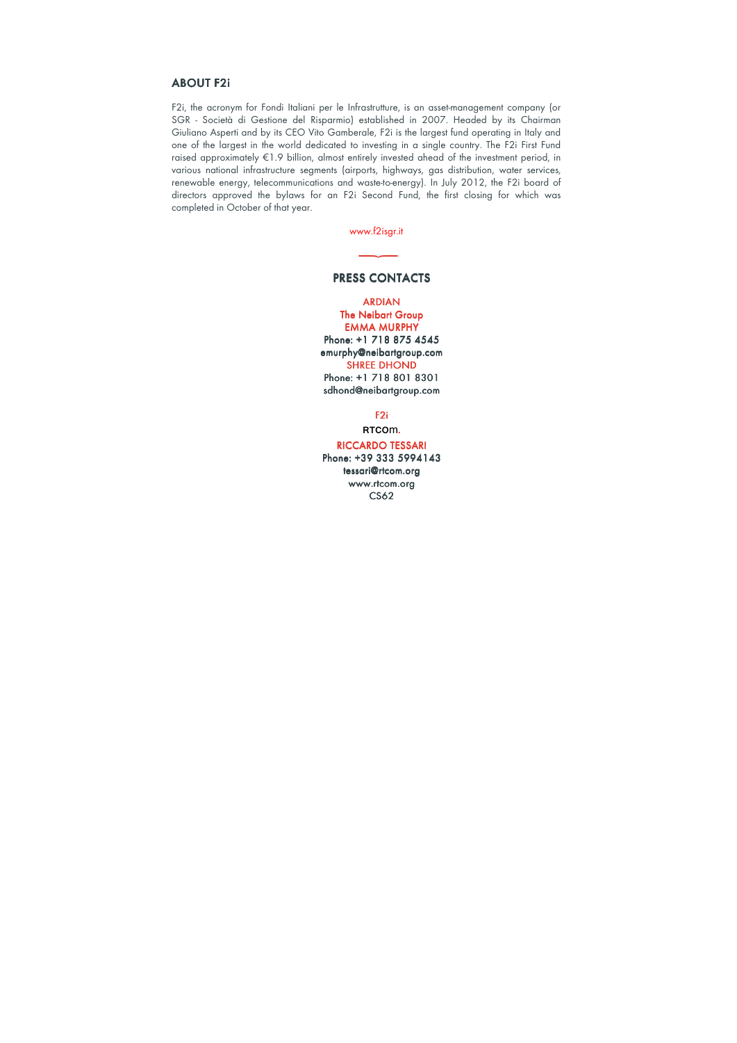## ABOUT F2i

F2i, the acronym for Fondi Italiani per le Infrastrutture, is an asset-management company (or SGR - Società di Gestione del Risparmio) established in 2007. Headed by its Chairman Giuliano Asperti and by its CEO Vito Gamberale, F2i is the largest fund operating in Italy and one of the largest in the world dedicated to investing in a single country. The F2i First Fund raised approximately €1.9 billion, almost entirely invested ahead of the investment period, in various national infrastructure segments (airports, highways, gas distribution, water services, renewable energy, telecommunications and waste-to-energy). In July 2012, the F2i board of directors approved the bylaws for an F2i Second Fund, the first closing for which was completed in October of that year.

www.f2isgr.it

## PRESS CONTACTS

**ARDIAN**
**The Neibart Group**
**EMMA MURPHY**
**Phone: +1 718 875 4545**
**emurphy@neibartgroup.com**
SHREE DHOND
Phone: +1 718 801 8301
sdhond@neibartgroup.com

F2i
RTCOm.
**RICCARDO TESSARI**
**Phone: +39 333 5994143**
**tessari@rtcom.org**
**www.rtcom.org**
CS62